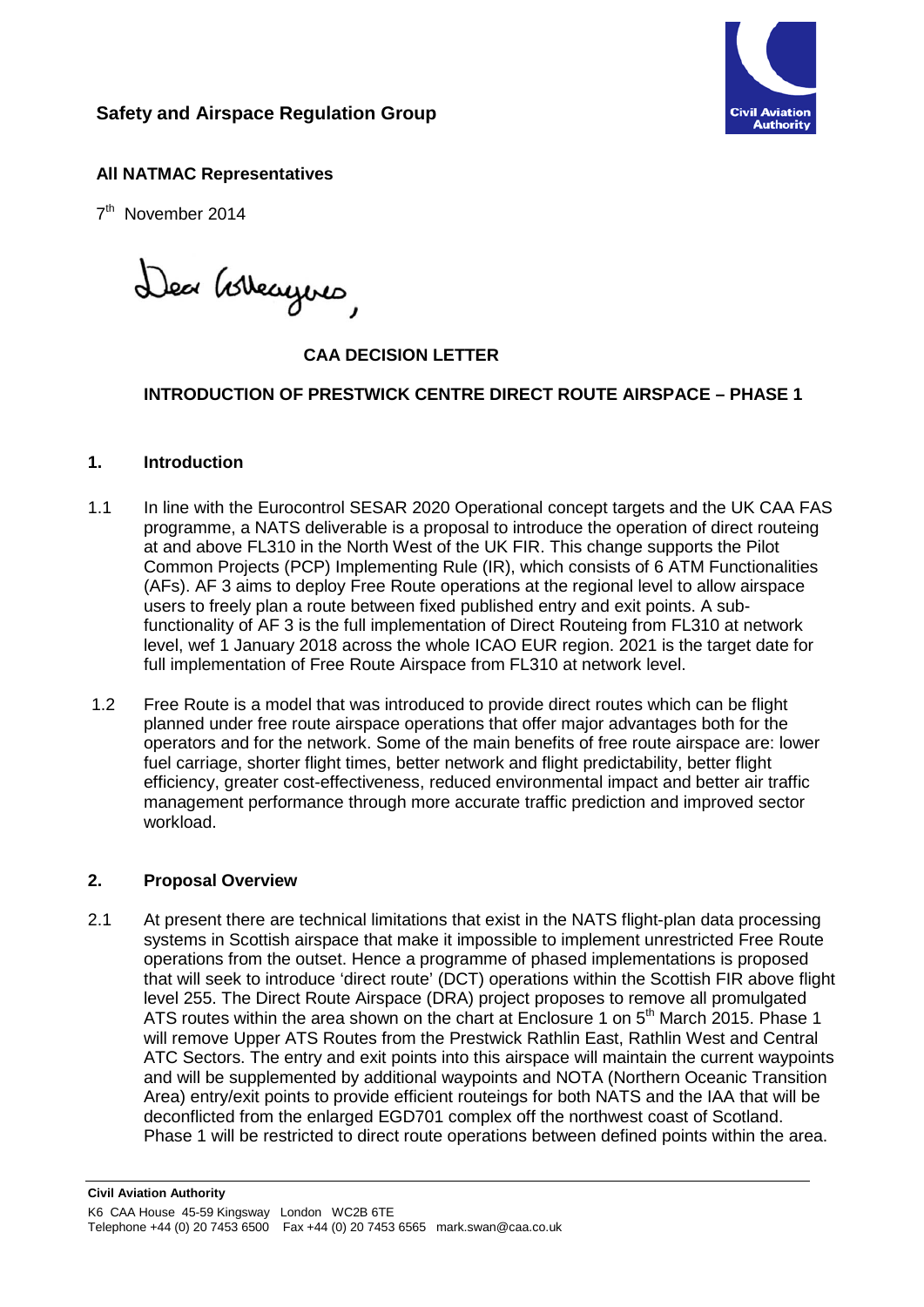**Safety and Airspace Regulation Group**

**All NATMAC Representatives**

7th November 2014

Dear Colleagues,

**CAA DECISION LETTER**

**INTRODUCTION OF PRESTWICK CENTRE DIRECT ROUTE AIRSPACE – PHASE 1**

## 1. Introduction

1.1 In line with the Eurocontrol SESAR 2020 Operational concept targets and the UK CAA FAS programme, a NATS deliverable is a proposal to introduce the operation of direct routeing at and above FL310 in the North West of the UK FIR. This change supports the Pilot Common Projects (PCP) Implementing Rule (IR), which consists of 6 ATM Functionalities (AFs). AF 3 aims to deploy Free Route operations at the regional level to allow airspace users to freely plan a route between fixed published entry and exit points. A sub-functionality of AF 3 is the full implementation of Direct Routeing from FL310 at network level, wef 1 January 2018 across the whole ICAO EUR region. 2021 is the target date for full implementation of Free Route Airspace from FL310 at network level.

1.2 Free Route is a model that was introduced to provide direct routes which can be flight planned under free route airspace operations that offer major advantages both for the operators and for the network. Some of the main benefits of free route airspace are: lower fuel carriage, shorter flight times, better network and flight predictability, better flight efficiency, greater cost-effectiveness, reduced environmental impact and better air traffic management performance through more accurate traffic prediction and improved sector workload.

## 2. Proposal Overview

2.1 At present there are technical limitations that exist in the NATS flight-plan data processing systems in Scottish airspace that make it impossible to implement unrestricted Free Route operations from the outset. Hence a programme of phased implementations is proposed that will seek to introduce 'direct route' (DCT) operations within the Scottish FIR above flight level 255. The Direct Route Airspace (DRA) project proposes to remove all promulgated ATS routes within the area shown on the chart at Enclosure 1 on 5th March 2015. Phase 1 will remove Upper ATS Routes from the Prestwick Rathlin East, Rathlin West and Central ATC Sectors. The entry and exit points into this airspace will maintain the current waypoints and will be supplemented by additional waypoints and NOTA (Northern Oceanic Transition Area) entry/exit points to provide efficient routeings for both NATS and the IAA that will be deconflicted from the enlarged EGD701 complex off the northwest coast of Scotland. Phase 1 will be restricted to direct route operations between defined points within the area.

**Civil Aviation Authority**
K6 CAA House 45-59 Kingsway London WC2B 6TE
Telephone +44 (0) 20 7453 6500 Fax +44 (0) 20 7453 6565 mark.swan@caa.co.uk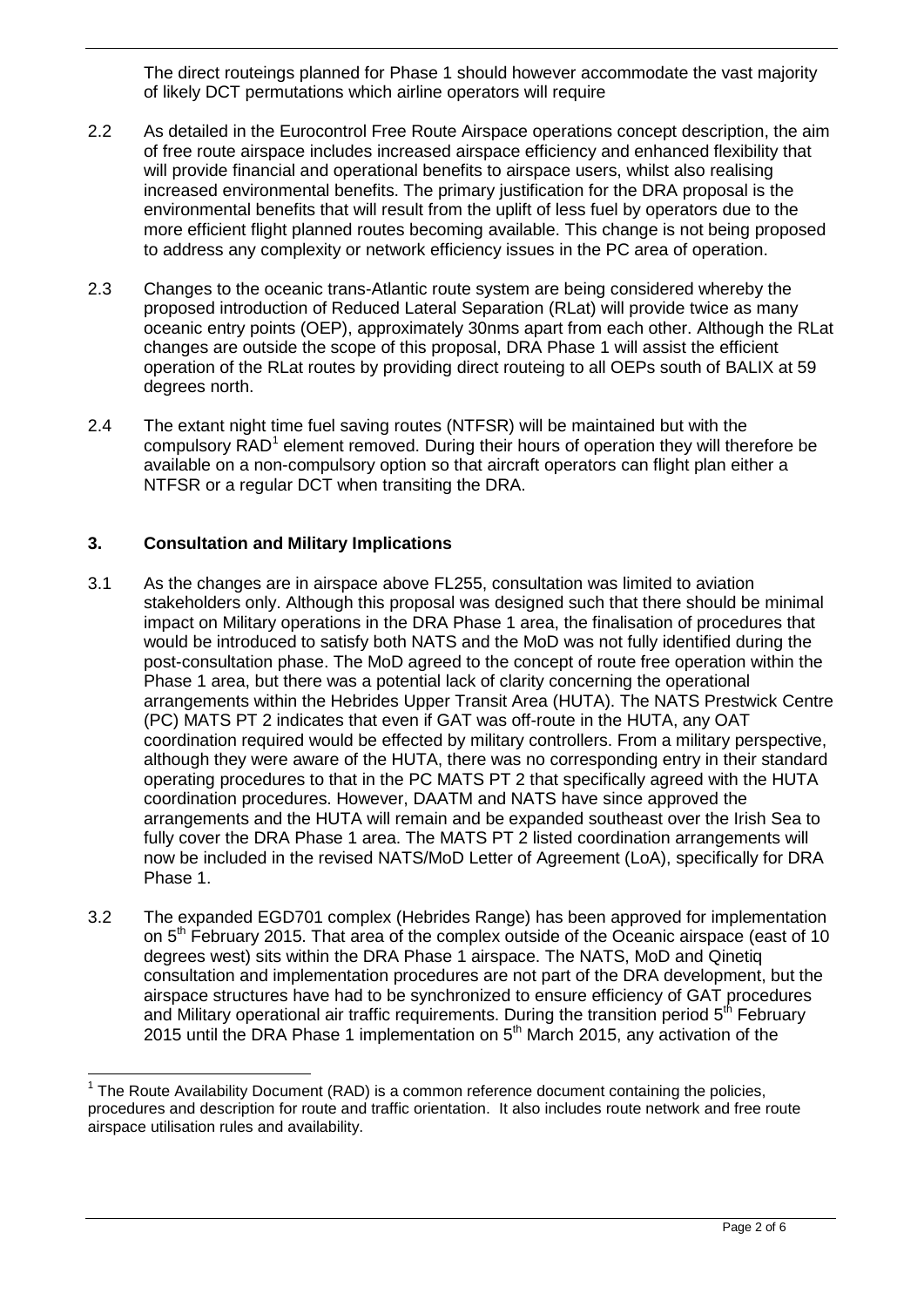The direct routeings planned for Phase 1 should however accommodate the vast majority of likely DCT permutations which airline operators will require

2.2 As detailed in the Eurocontrol Free Route Airspace operations concept description, the aim of free route airspace includes increased airspace efficiency and enhanced flexibility that will provide financial and operational benefits to airspace users, whilst also realising increased environmental benefits. The primary justification for the DRA proposal is the environmental benefits that will result from the uplift of less fuel by operators due to the more efficient flight planned routes becoming available. This change is not being proposed to address any complexity or network efficiency issues in the PC area of operation.

2.3 Changes to the oceanic trans-Atlantic route system are being considered whereby the proposed introduction of Reduced Lateral Separation (RLat) will provide twice as many oceanic entry points (OEP), approximately 30nms apart from each other. Although the RLat changes are outside the scope of this proposal, DRA Phase 1 will assist the efficient operation of the RLat routes by providing direct routeing to all OEPs south of BALIX at 59 degrees north.

2.4 The extant night time fuel saving routes (NTFSR) will be maintained but with the compulsory RAD[1] element removed. During their hours of operation they will therefore be available on a non-compulsory option so that aircraft operators can flight plan either a NTFSR or a regular DCT when transiting the DRA.

## 3. Consultation and Military Implications

3.1 As the changes are in airspace above FL255, consultation was limited to aviation stakeholders only. Although this proposal was designed such that there should be minimal impact on Military operations in the DRA Phase 1 area, the finalisation of procedures that would be introduced to satisfy both NATS and the MoD was not fully identified during the post-consultation phase. The MoD agreed to the concept of route free operation within the Phase 1 area, but there was a potential lack of clarity concerning the operational arrangements within the Hebrides Upper Transit Area (HUTA). The NATS Prestwick Centre (PC) MATS PT 2 indicates that even if GAT was off-route in the HUTA, any OAT coordination required would be effected by military controllers. From a military perspective, although they were aware of the HUTA, there was no corresponding entry in their standard operating procedures to that in the PC MATS PT 2 that specifically agreed with the HUTA coordination procedures. However, DAATM and NATS have since approved the arrangements and the HUTA will remain and be expanded southeast over the Irish Sea to fully cover the DRA Phase 1 area. The MATS PT 2 listed coordination arrangements will now be included in the revised NATS/MoD Letter of Agreement (LoA), specifically for DRA Phase 1.

3.2 The expanded EGD701 complex (Hebrides Range) has been approved for implementation on 5th February 2015. That area of the complex outside of the Oceanic airspace (east of 10 degrees west) sits within the DRA Phase 1 airspace. The NATS, MoD and Qinetiq consultation and implementation procedures are not part of the DRA development, but the airspace structures have had to be synchronized to ensure efficiency of GAT procedures and Military operational air traffic requirements. During the transition period 5th February 2015 until the DRA Phase 1 implementation on 5th March 2015, any activation of the

[1] The Route Availability Document (RAD) is a common reference document containing the policies, procedures and description for route and traffic orientation. It also includes route network and free route airspace utilisation rules and availability.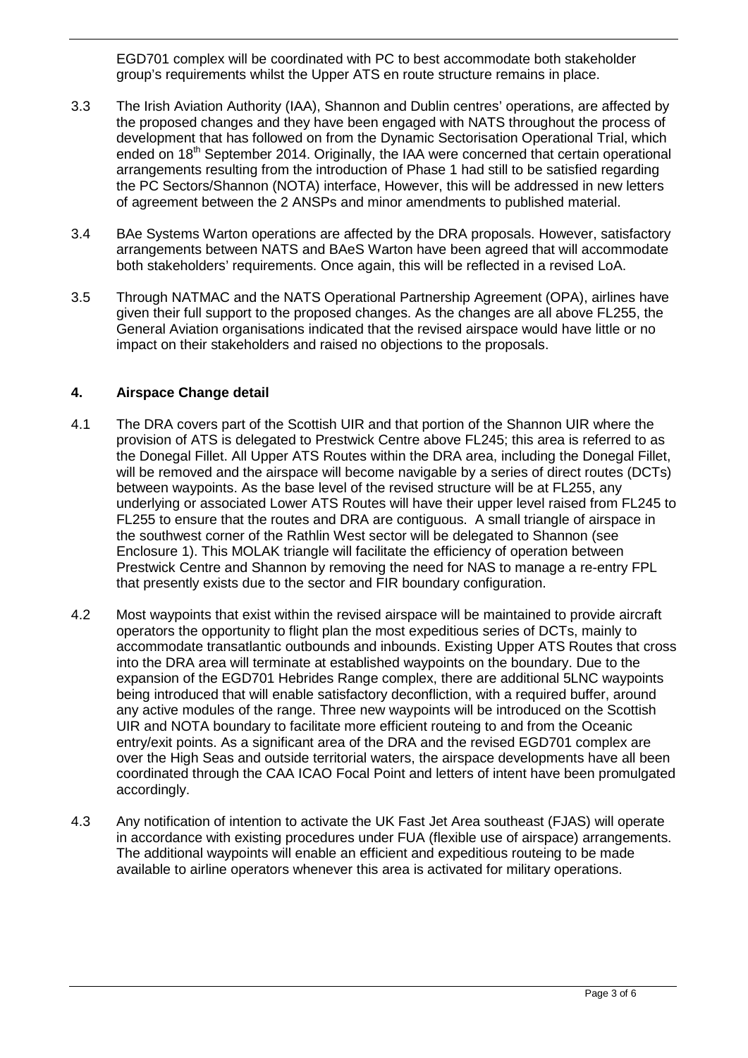EGD701 complex will be coordinated with PC to best accommodate both stakeholder group's requirements whilst the Upper ATS en route structure remains in place.

3.3 The Irish Aviation Authority (IAA), Shannon and Dublin centres' operations, are affected by the proposed changes and they have been engaged with NATS throughout the process of development that has followed on from the Dynamic Sectorisation Operational Trial, which ended on 18th September 2014. Originally, the IAA were concerned that certain operational arrangements resulting from the introduction of Phase 1 had still to be satisfied regarding the PC Sectors/Shannon (NOTA) interface, However, this will be addressed in new letters of agreement between the 2 ANSPs and minor amendments to published material.

3.4 BAe Systems Warton operations are affected by the DRA proposals. However, satisfactory arrangements between NATS and BAeS Warton have been agreed that will accommodate both stakeholders' requirements. Once again, this will be reflected in a revised LoA.

3.5 Through NATMAC and the NATS Operational Partnership Agreement (OPA), airlines have given their full support to the proposed changes. As the changes are all above FL255, the General Aviation organisations indicated that the revised airspace would have little or no impact on their stakeholders and raised no objections to the proposals.

## 4. Airspace Change detail

4.1 The DRA covers part of the Scottish UIR and that portion of the Shannon UIR where the provision of ATS is delegated to Prestwick Centre above FL245; this area is referred to as the Donegal Fillet. All Upper ATS Routes within the DRA area, including the Donegal Fillet, will be removed and the airspace will become navigable by a series of direct routes (DCTs) between waypoints. As the base level of the revised structure will be at FL255, any underlying or associated Lower ATS Routes will have their upper level raised from FL245 to FL255 to ensure that the routes and DRA are contiguous. A small triangle of airspace in the southwest corner of the Rathlin West sector will be delegated to Shannon (see Enclosure 1). This MOLAK triangle will facilitate the efficiency of operation between Prestwick Centre and Shannon by removing the need for NAS to manage a re-entry FPL that presently exists due to the sector and FIR boundary configuration.

4.2 Most waypoints that exist within the revised airspace will be maintained to provide aircraft operators the opportunity to flight plan the most expeditious series of DCTs, mainly to accommodate transatlantic outbounds and inbounds. Existing Upper ATS Routes that cross into the DRA area will terminate at established waypoints on the boundary. Due to the expansion of the EGD701 Hebrides Range complex, there are additional 5LNC waypoints being introduced that will enable satisfactory deconfliction, with a required buffer, around any active modules of the range. Three new waypoints will be introduced on the Scottish UIR and NOTA boundary to facilitate more efficient routeing to and from the Oceanic entry/exit points. As a significant area of the DRA and the revised EGD701 complex are over the High Seas and outside territorial waters, the airspace developments have all been coordinated through the CAA ICAO Focal Point and letters of intent have been promulgated accordingly.

4.3 Any notification of intention to activate the UK Fast Jet Area southeast (FJAS) will operate in accordance with existing procedures under FUA (flexible use of airspace) arrangements. The additional waypoints will enable an efficient and expeditious routeing to be made available to airline operators whenever this area is activated for military operations.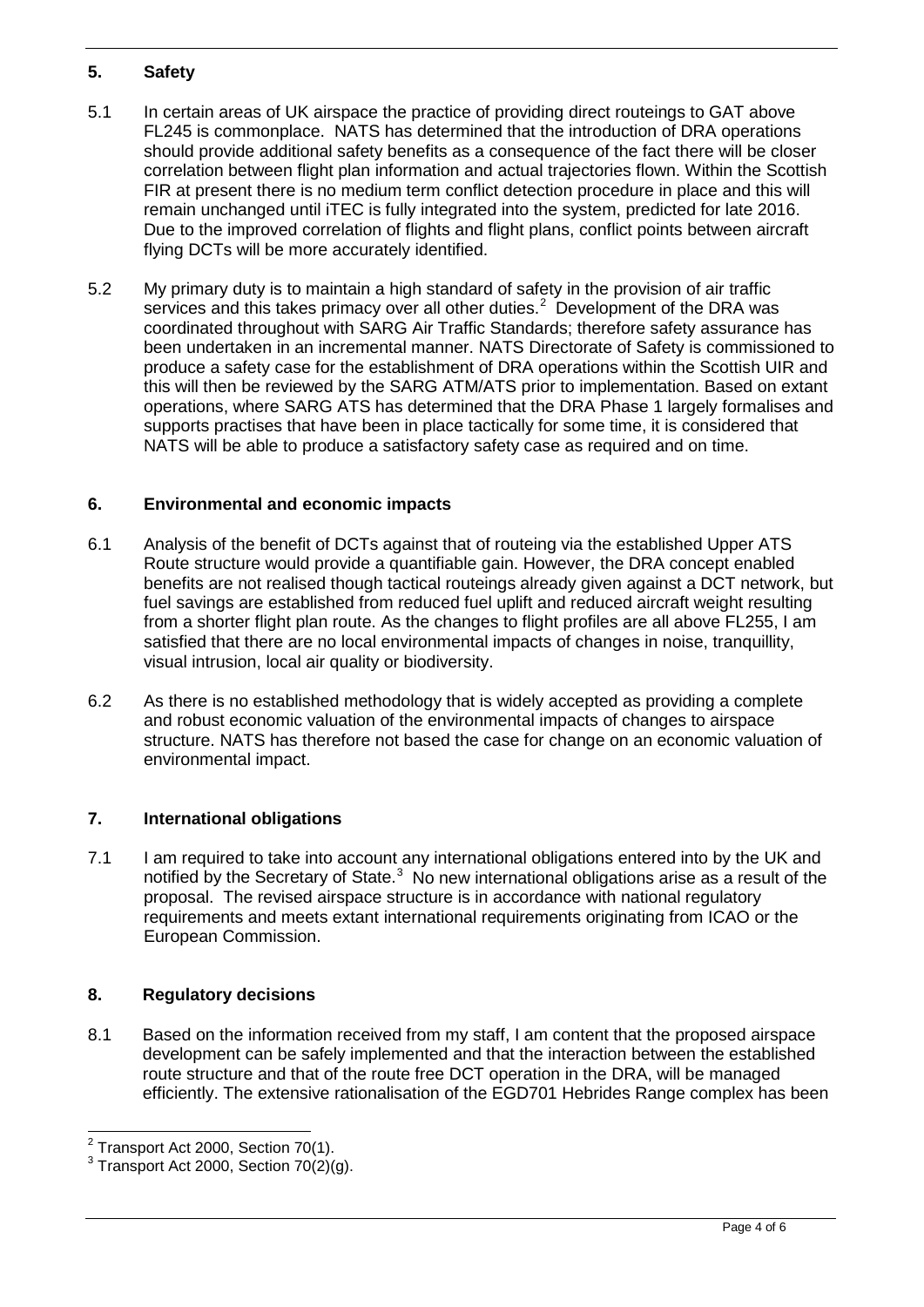## 5. Safety

5.1 In certain areas of UK airspace the practice of providing direct routeings to GAT above FL245 is commonplace. NATS has determined that the introduction of DRA operations should provide additional safety benefits as a consequence of the fact there will be closer correlation between flight plan information and actual trajectories flown. Within the Scottish FIR at present there is no medium term conflict detection procedure in place and this will remain unchanged until iTEC is fully integrated into the system, predicted for late 2016. Due to the improved correlation of flights and flight plans, conflict points between aircraft flying DCTs will be more accurately identified.

5.2 My primary duty is to maintain a high standard of safety in the provision of air traffic services and this takes primacy over all other duties.[2] Development of the DRA was coordinated throughout with SARG Air Traffic Standards; therefore safety assurance has been undertaken in an incremental manner. NATS Directorate of Safety is commissioned to produce a safety case for the establishment of DRA operations within the Scottish UIR and this will then be reviewed by the SARG ATM/ATS prior to implementation. Based on extant operations, where SARG ATS has determined that the DRA Phase 1 largely formalises and supports practises that have been in place tactically for some time, it is considered that NATS will be able to produce a satisfactory safety case as required and on time.

## 6. Environmental and economic impacts

6.1 Analysis of the benefit of DCTs against that of routeing via the established Upper ATS Route structure would provide a quantifiable gain. However, the DRA concept enabled benefits are not realised though tactical routeings already given against a DCT network, but fuel savings are established from reduced fuel uplift and reduced aircraft weight resulting from a shorter flight plan route. As the changes to flight profiles are all above FL255, I am satisfied that there are no local environmental impacts of changes in noise, tranquillity, visual intrusion, local air quality or biodiversity.

6.2 As there is no established methodology that is widely accepted as providing a complete and robust economic valuation of the environmental impacts of changes to airspace structure. NATS has therefore not based the case for change on an economic valuation of environmental impact.

## 7. International obligations

7.1 I am required to take into account any international obligations entered into by the UK and notified by the Secretary of State.[3] No new international obligations arise as a result of the proposal. The revised airspace structure is in accordance with national regulatory requirements and meets extant international requirements originating from ICAO or the European Commission.

## 8. Regulatory decisions

8.1 Based on the information received from my staff, I am content that the proposed airspace development can be safely implemented and that the interaction between the established route structure and that of the route free DCT operation in the DRA, will be managed efficiently. The extensive rationalisation of the EGD701 Hebrides Range complex has been

---

[2] Transport Act 2000, Section 70(1).

[3] Transport Act 2000, Section 70(2)(g).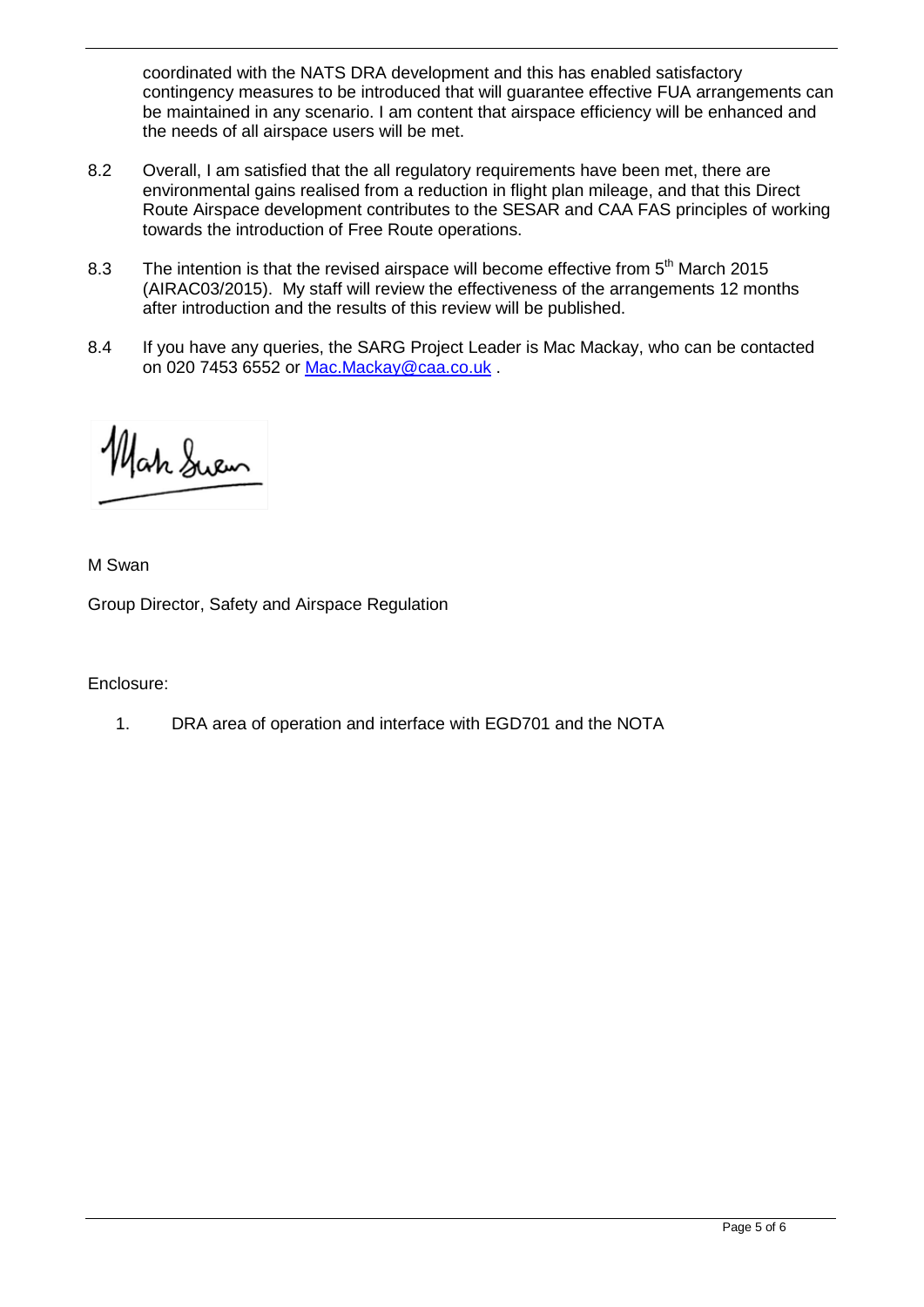coordinated with the NATS DRA development and this has enabled satisfactory contingency measures to be introduced that will guarantee effective FUA arrangements can be maintained in any scenario. I am content that airspace efficiency will be enhanced and the needs of all airspace users will be met.

8.2 Overall, I am satisfied that the all regulatory requirements have been met, there are environmental gains realised from a reduction in flight plan mileage, and that this Direct Route Airspace development contributes to the SESAR and CAA FAS principles of working towards the introduction of Free Route operations.

8.3 The intention is that the revised airspace will become effective from 5th March 2015 (AIRAC03/2015). My staff will review the effectiveness of the arrangements 12 months after introduction and the results of this review will be published.

8.4 If you have any queries, the SARG Project Leader is Mac Mackay, who can be contacted on 020 7453 6552 or Mac.Mackay@caa.co.uk .

M Swan

Group Director, Safety and Airspace Regulation

Enclosure:

1. DRA area of operation and interface with EGD701 and the NOTA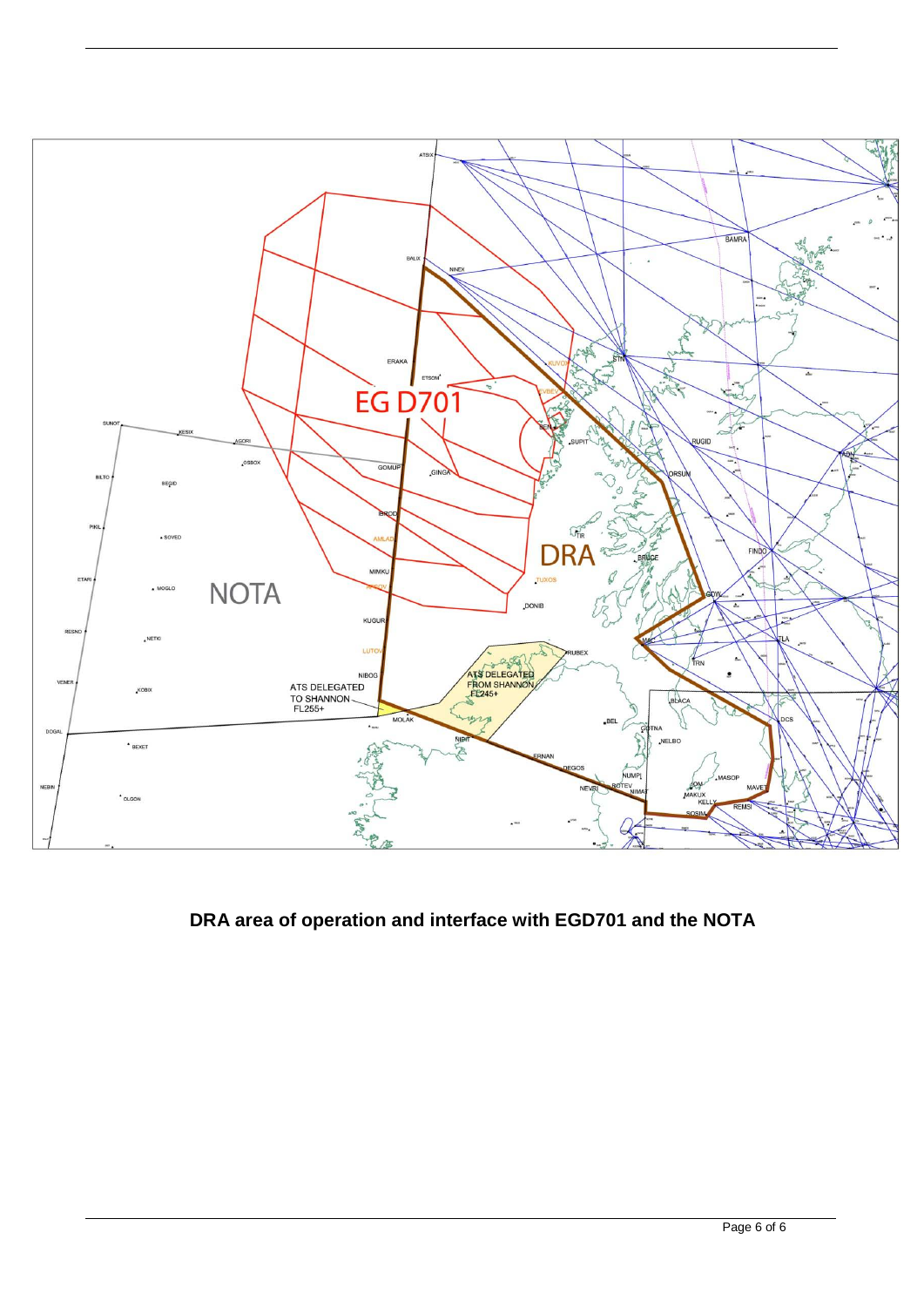EG D701

DRA

NOTA

ATS DELEGATED TO SHANNON FL255+

ATS DELEGATED FROM SHANNON FL245+

**DRA area of operation and interface with EGD701 and the NOTA**